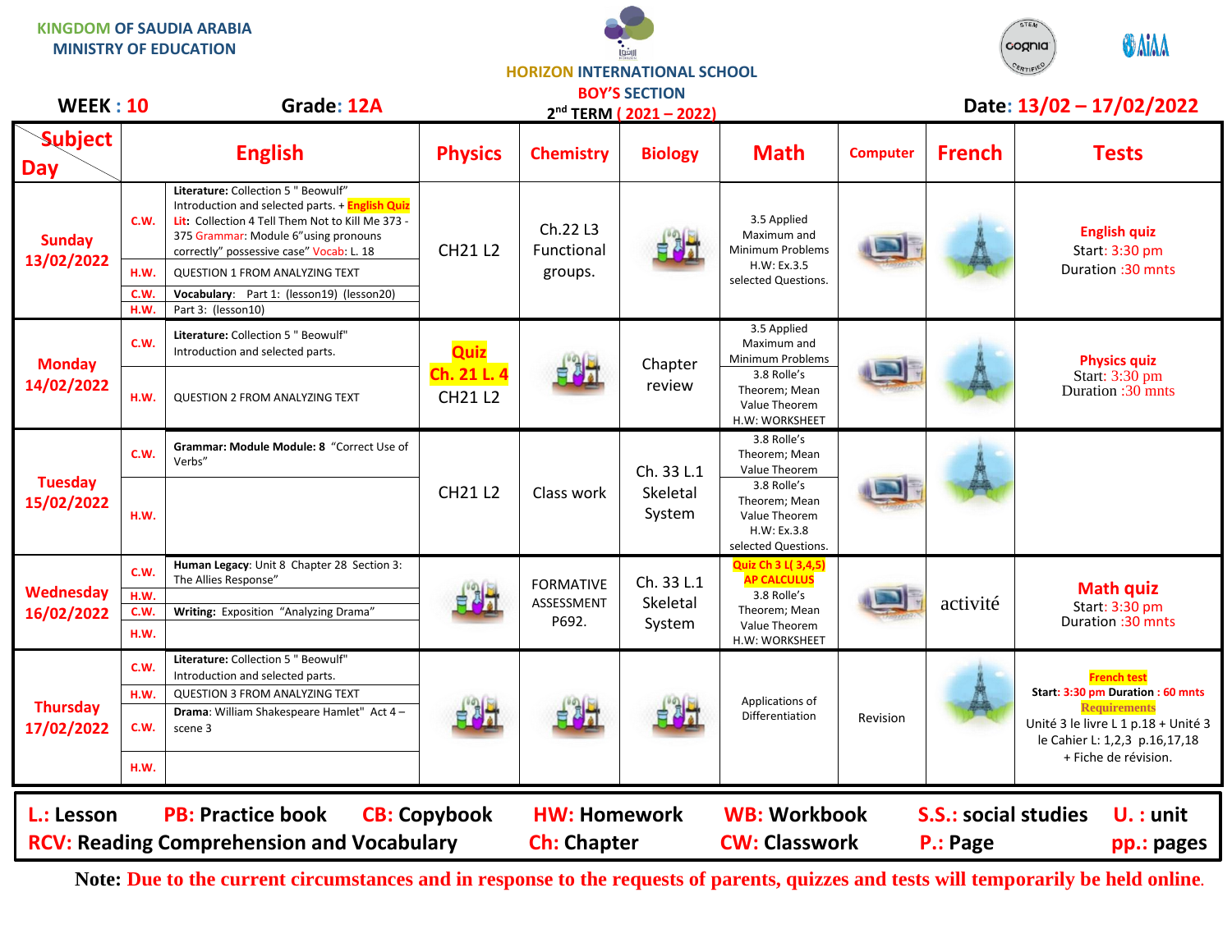KINGDOM OF SAUDIA ARABIA
MINISTRY OF EDUCATION

**HORIZON INTERNATIONAL SCHOOL**
**BOY'S SECTION**
**2nd TERM ( 2021 – 2022)**

**WEEK : 10** **Grade: 12A** **Date: 13/02 – 17/02/2022**

| Day \ Subject | | English | Physics | Chemistry | Biology | Math | Computer | French | Tests |
|---|---|---|---|---|---|---|---|---|---|
| **Sunday 13/02/2022** | C.W. | **Literature:** Collection 5 " Beowulf" Introduction and selected parts. + **English Quiz** **Lit:** Collection 4 Tell Them Not to Kill Me 373 - 375 Grammar: Module 6"using pronouns correctly" possessive case" Vocab: L. 18 | CH21 L2 | Ch.22 L3 Functional groups. | | 3.5 Applied Maximum and Minimum Problems H.W: Ex.3.5 selected Questions. | | | **English quiz** Start: 3:30 pm Duration :30 mnts |
| | H.W. | QUESTION 1 FROM ANALYZING TEXT | | | | | | | |
| | C.W. | **Vocabulary**: Part 1: (lesson19) (lesson20) | | | | | | | |
| | H.W. | Part 3: (lesson10) | | | | | | | |
| **Monday 14/02/2022** | C.W. | **Literature:** Collection 5 " Beowulf" Introduction and selected parts. | **Quiz Ch. 21 L. 4** CH21 L2 | | Chapter review | 3.5 Applied Maximum and Minimum Problems | | | **Physics quiz** Start: 3:30 pm Duration :30 mnts |
| | H.W. | QUESTION 2 FROM ANALYZING TEXT | | | | 3.8 Rolle's Theorem; Mean Value Theorem H.W: WORKSHEET | | | |
| **Tuesday 15/02/2022** | C.W. | **Grammar: Module Module: 8** "Correct Use of Verbs" | CH21 L2 | Class work | Ch. 33 L.1 Skeletal System | 3.8 Rolle's Theorem; Mean Value Theorem | | | |
| | H.W. | | | | | 3.8 Rolle's Theorem; Mean Value Theorem H.W: Ex.3.8 selected Questions. | | | |
| **Wednesday 16/02/2022** | C.W. | **Human Legacy**: Unit 8 Chapter 28 Section 3: The Allies Response" | | FORMATIVE ASSESSMENT P692. | Ch. 33 L.1 Skeletal System | **Quiz Ch 3 L( 3,4,5) AP CALCULUS** 3.8 Rolle's Theorem; Mean Value Theorem H.W: WORKSHEET | | activité | **Math quiz** Start: 3:30 pm Duration :30 mnts |
| | H.W. | | | | | | | | |
| | C.W. | **Writing:** Exposition "Analyzing Drama" | | | | | | | |
| | H.W. | | | | | | | | |
| **Thursday 17/02/2022** | C.W. | **Literature:** Collection 5 " Beowulf" Introduction and selected parts. | | | | Applications of Differentiation | Revision | | **French test** **Start:** 3:30 pm **Duration : 60 mnts** **Requirements** Unité 3 le livre L 1 p.18 + Unité 3 le Cahier L: 1,2,3 p.16,17,18 + Fiche de révision. |
| | H.W. | QUESTION 3 FROM ANALYZING TEXT | | | | | | | |
| | C.W. | **Drama**: William Shakespeare Hamlet" Act 4 – scene 3 | | | | | | | |
| | H.W. | | | | | | | | |

**L.:** Lesson **PB:** Practice book **CB:** Copybook **HW:** Homework **WB:** Workbook **S.S.:** social studies **U. :** unit
**RCV:** Reading Comprehension and Vocabulary **Ch:** Chapter **CW:** Classwork **P.:** Page **pp.:** pages

**Note:** Due to the current circumstances and in response to the requests of parents, quizzes and tests will temporarily be held online.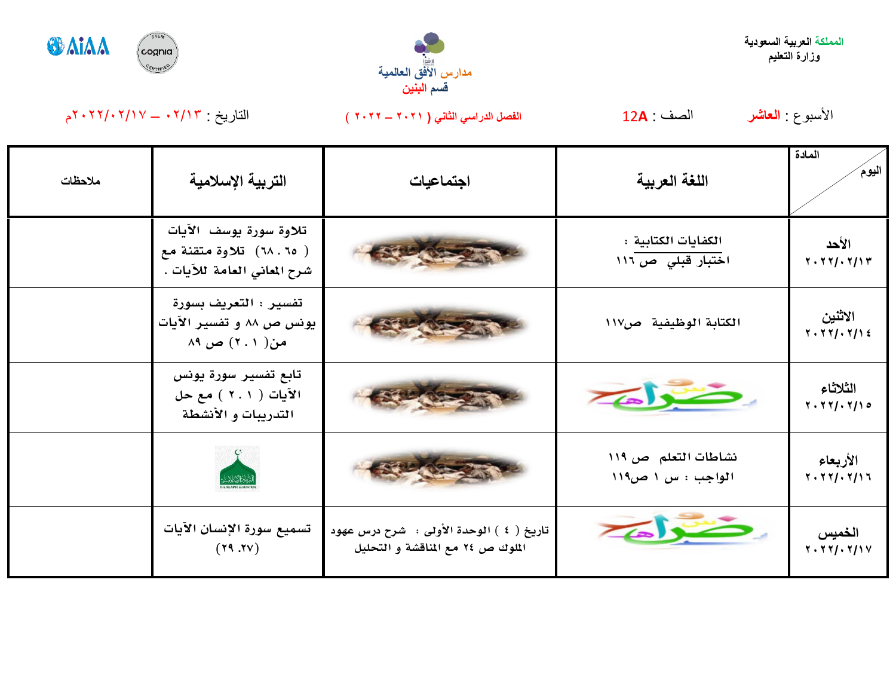المملكة العربية السعودية
وزارة التعليم

مدارس الأفق العالمية
قسم البنين

الأسبوع : العاشر    الصف : 12A    الفصل الدراسي الثاني ( ٢٠٢١ ـ ٢٠٢٢ )    التاريخ : ٠٢/١٣ ـ ٢٠٢٢/٠٢/١٧م

| المادة / اليوم | اللغة العربية | اجتماعيات | التربية الإسلامية | ملاحظات |
|---|---|---|---|---|
| الأحد ٢٠٢٢/٠٢/١٣ | الكفايات الكتابية : اختبار قبلي ص ١١٦ | | تلاوة سورة يوسف الآيات ( ٦٥ . ٦٨ ) تلاوة متقنة مع شرح المعاني العامة للآيات . | |
| الاثنين ٢٠٢٢/٠٢/١٤ | الكتابة الوظيفية ص١١٧ | | تفسير : التعريف بسورة يونس ص ٨٨ و تفسير الآيات من( ١ . ٢) ص ٨٩ | |
| الثلاثاء ٢٠٢٢/٠٢/١٥ | | | تابع تفسير سورة يونس الآيات ( ١ . ٢ ) مع حل التدريبات و الأنشطة | |
| الأربعاء ٢٠٢٢/٠٢/١٦ | نشاطات التعلم ص ١١٩ الواجب : س ١ ص١١٩ | | | |
| الخميس ٢٠٢٢/٠٢/١٧ | | تاريخ ( ٤ ) الوحدة الأولى : شرح درس عهود الملوك ص ٢٤ مع المناقشة و التحليل | تسميع سورة الإنسان الآيات (٢٧. ٢٩) | |